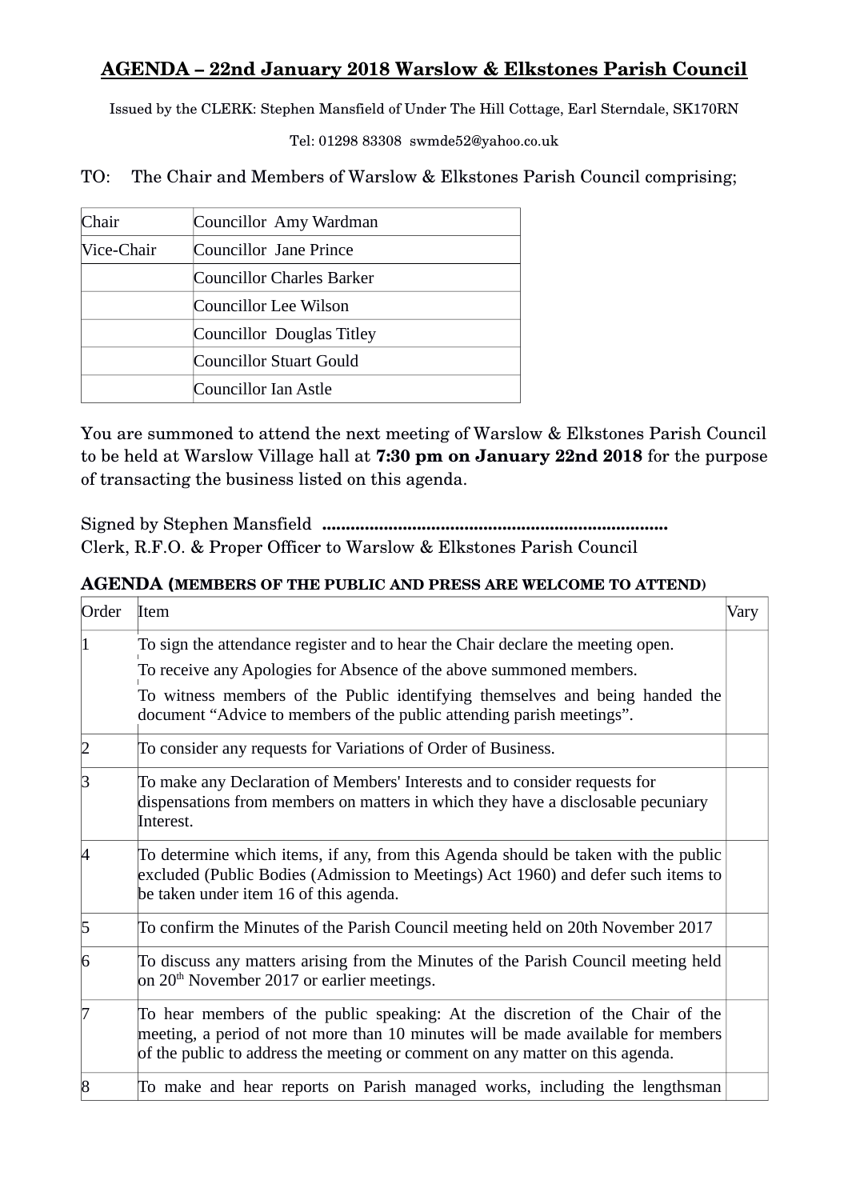# AGENDA – 22nd January 2018 Warslow & Elkstones Parish Council

Issued by the CLERK: Stephen Mansfield of Under The Hill Cottage, Earl Sterndale, SK170RN

Tel: 01298 83308 swmde52@yahoo.co.uk

TO: The Chair and Members of Warslow & Elkstones Parish Council comprising;

| | |
|---|---|
| Chair | Councillor Amy Wardman |
| Vice-Chair | Councillor Jane Prince |
| | Councillor Charles Barker |
| | Councillor Lee Wilson |
| | Councillor Douglas Titley |
| | Councillor Stuart Gould |
| | Councillor Ian Astle |

You are summoned to attend the next meeting of Warslow & Elkstones Parish Council to be held at Warslow Village hall at **7:30 pm on January 22nd 2018** for the purpose of transacting the business listed on this agenda.

Signed by Stephen Mansfield .........................................................................
Clerk, R.F.O. & Proper Officer to Warslow & Elkstones Parish Council

## AGENDA (MEMBERS OF THE PUBLIC AND PRESS ARE WELCOME TO ATTEND)

| Order | Item | Vary |
|---|---|---|
| 1 | To sign the attendance register and to hear the Chair declare the meeting open.<br>To receive any Apologies for Absence of the above summoned members.<br>To witness members of the Public identifying themselves and being handed the document "Advice to members of the public attending parish meetings". | |
| 2 | To consider any requests for Variations of Order of Business. | |
| 3 | To make any Declaration of Members' Interests and to consider requests for dispensations from members on matters in which they have a disclosable pecuniary Interest. | |
| 4 | To determine which items, if any, from this Agenda should be taken with the public excluded (Public Bodies (Admission to Meetings) Act 1960) and defer such items to be taken under item 16 of this agenda. | |
| 5 | To confirm the Minutes of the Parish Council meeting held on 20th November 2017 | |
| 6 | To discuss any matters arising from the Minutes of the Parish Council meeting held on 20th November 2017 or earlier meetings. | |
| 7 | To hear members of the public speaking: At the discretion of the Chair of the meeting, a period of not more than 10 minutes will be made available for members of the public to address the meeting or comment on any matter on this agenda. | |
| 8 | To make and hear reports on Parish managed works, including the lengthsman | |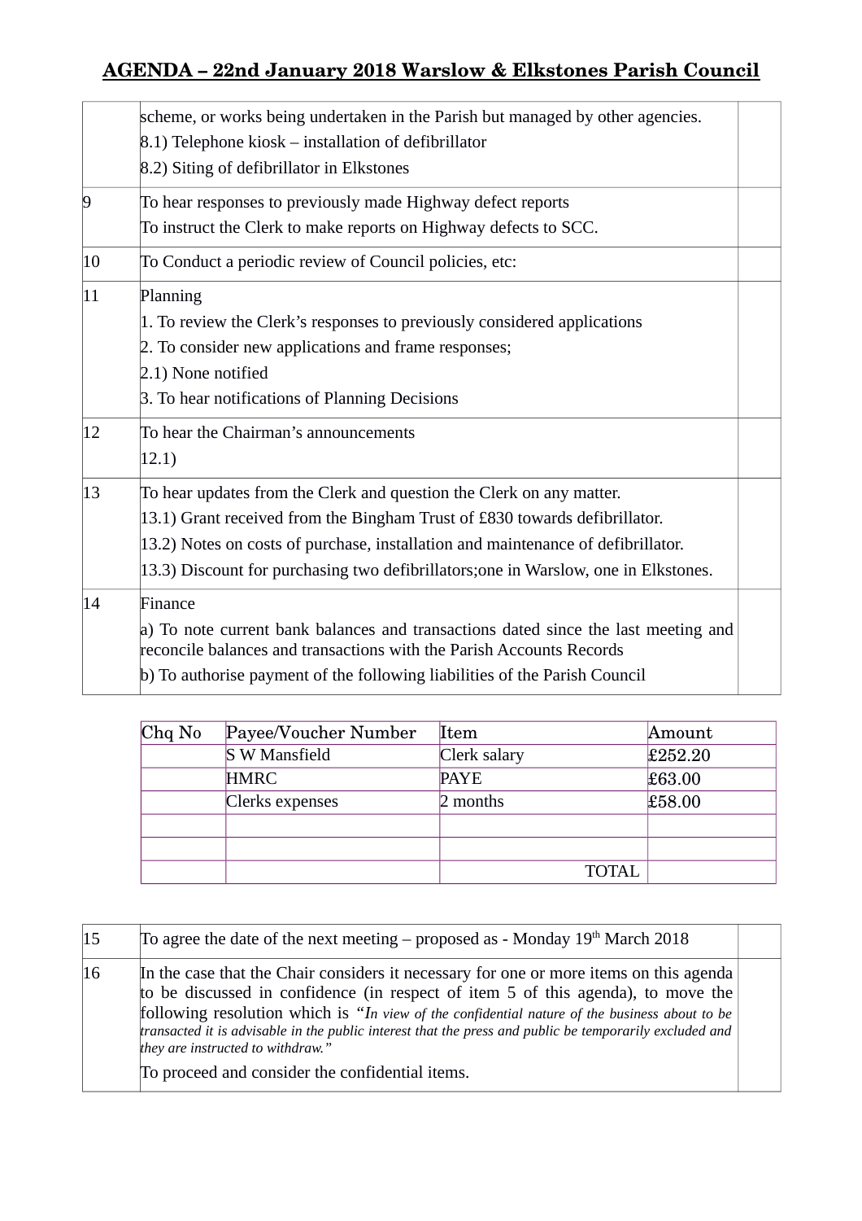# AGENDA – 22nd January 2018 Warslow & Elkstones Parish Council

| | | |
|---|---|---|
| | scheme, or works being undertaken in the Parish but managed by other agencies.<br>8.1) Telephone kiosk – installation of defibrillator<br>8.2) Siting of defibrillator in Elkstones | |
| 9 | To hear responses to previously made Highway defect reports<br>To instruct the Clerk to make reports on Highway defects to SCC. | |
| 10 | To Conduct a periodic review of Council policies, etc: | |
| 11 | Planning<br>1. To review the Clerk's responses to previously considered applications<br>2. To consider new applications and frame responses;<br>2.1) None notified<br>3. To hear notifications of Planning Decisions | |
| 12 | To hear the Chairman's announcements<br>12.1) | |
| 13 | To hear updates from the Clerk and question the Clerk on any matter.<br>13.1) Grant received from the Bingham Trust of £830 towards defibrillator.<br>13.2) Notes on costs of purchase, installation and maintenance of defibrillator.<br>13.3) Discount for purchasing two defibrillators;one in Warslow, one in Elkstones. | |
| 14 | Finance<br>a) To note current bank balances and transactions dated since the last meeting and reconcile balances and transactions with the Parish Accounts Records<br>b) To authorise payment of the following liabilities of the Parish Council | |

| Chq No | Payee/Voucher Number | Item | Amount |
|---|---|---|---|
| | S W Mansfield | Clerk salary | £252.20 |
| | HMRC | PAYE | £63.00 |
| | Clerks expenses | 2 months | £58.00 |
| | | | |
| | | | |
| | | TOTAL | |

| | | |
|---|---|---|
| 15 | To agree the date of the next meeting – proposed as - Monday 19th March 2018 | |
| 16 | In the case that the Chair considers it necessary for one or more items on this agenda to be discussed in confidence (in respect of item 5 of this agenda), to move the following resolution which is "*In view of the confidential nature of the business about to be transacted it is advisable in the public interest that the press and public be temporarily excluded and they are instructed to withdraw.*"<br>To proceed and consider the confidential items. | |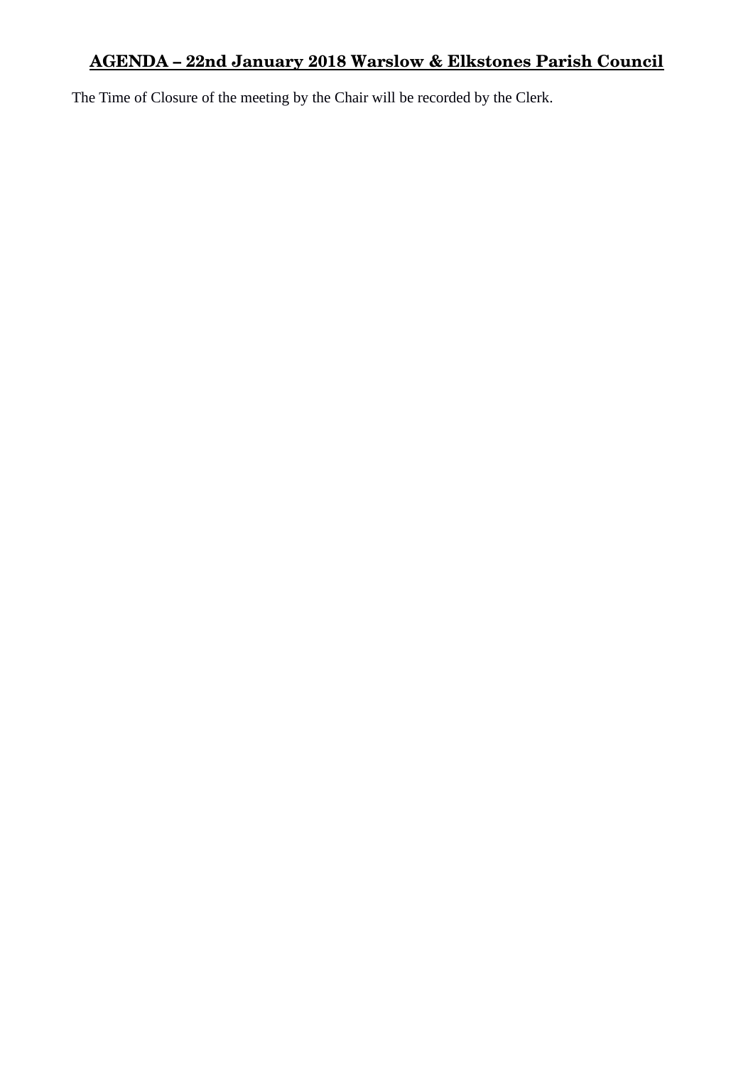## AGENDA – 22nd January 2018 Warslow & Elkstones Parish Council

The Time of Closure of the meeting by the Chair will be recorded by the Clerk.